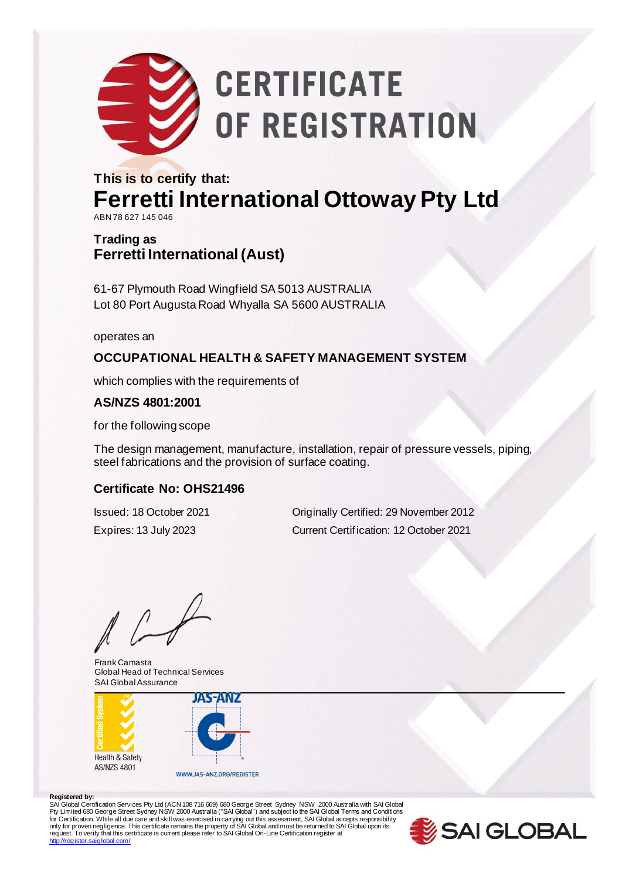# CERTIFICATE OF REGISTRATION

**This is to certify that:**

## Ferretti International Ottoway Pty Ltd

ABN 78 627 145 046

**Trading as**
**Ferretti International (Aust)**

61-67 Plymouth Road Wingfield SA 5013 AUSTRALIA
Lot 80 Port Augusta Road Whyalla SA 5600 AUSTRALIA

operates an

**OCCUPATIONAL HEALTH & SAFETY MANAGEMENT SYSTEM**

which complies with the requirements of

**AS/NZS 4801:2001**

for the following scope

The design management, manufacture, installation, repair of pressure vessels, piping, steel fabrications and the provision of surface coating.

**Certificate No: OHS21496**

Issued: 18 October 2021
Expires: 13 July 2023

Originally Certified: 29 November 2012
Current Certification: 12 October 2021

Frank Camasta
Global Head of Technical Services
SAI Global Assurance

Certified System
Health & Safety
AS/NZS 4801

JAS-ANZ
WWW.JAS-ANZ.ORG/REGISTER

**Registered by:**
SAI Global Certification Services Pty Ltd (ACN 108 716 669) 680 George Street Sydney NSW 2000 Australia with SAI Global Pty Limited 680 George Street Sydney NSW 2000 Australia ("SAI Global") and subject to the SAI Global Terms and Conditions for Certification. While all due care and skill was exercised in carrying out this assessment, SAI Global accepts responsibility only for proven negligence. This certificate remains the property of SAI Global and must be returned to SAI Global upon its request. To verify that this certificate is current please refer to SAI Global On-Line Certification register at http://register.saiglobal.com/

SAI GLOBAL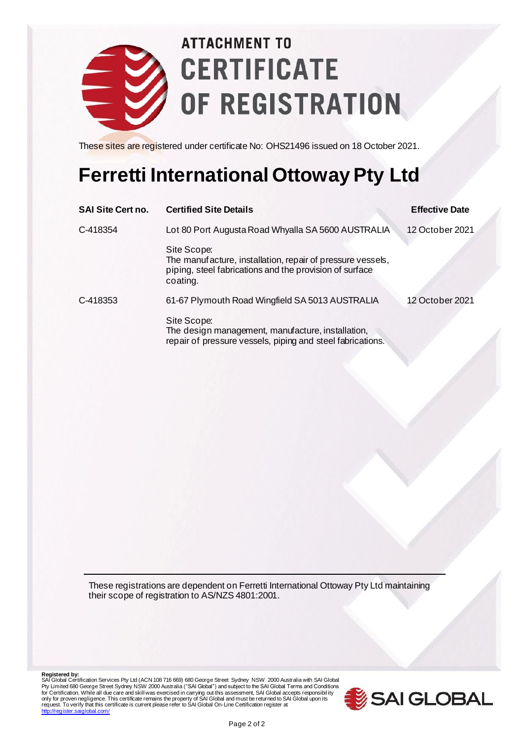# ATTACHMENT TO CERTIFICATE OF REGISTRATION

These sites are registered under certificate No: OHS21496 issued on 18 October 2021.

## Ferretti International Ottoway Pty Ltd

| SAI Site Cert no. | Certified Site Details | Effective Date |
|---|---|---|
| C-418354 | Lot 80 Port Augusta Road Whyalla SA 5600 AUSTRALIA<br><br>Site Scope:<br>The manufacture, installation, repair of pressure vessels, piping, steel fabrications and the provision of surface coating. | 12 October 2021 |
| C-418353 | 61-67 Plymouth Road Wingfield SA 5013 AUSTRALIA<br><br>Site Scope:<br>The design management, manufacture, installation, repair of pressure vessels, piping and steel fabrications. | 12 October 2021 |

These registrations are dependent on Ferretti International Ottoway Pty Ltd maintaining their scope of registration to AS/NZS 4801:2001.

**Registered by:**
SAI Global Certification Services Pty Ltd (ACN 108 716 669) 680 George Street Sydney NSW 2000 Australia with SAI Global Pty Limited 680 George Street Sydney NSW 2000 Australia ("SAI Global") and subject to the SAI Global Terms and Conditions for Certification. While all due care and skill was exercised in carrying out this assessment, SAI Global accepts responsibility only for proven negligence. This certificate remains the property of SAI Global and must be returned to SAI Global upon its request. To verify that this certificate is current please refer to SAI Global On-Line Certification register at http://register.saiglobal.com/

SAI GLOBAL